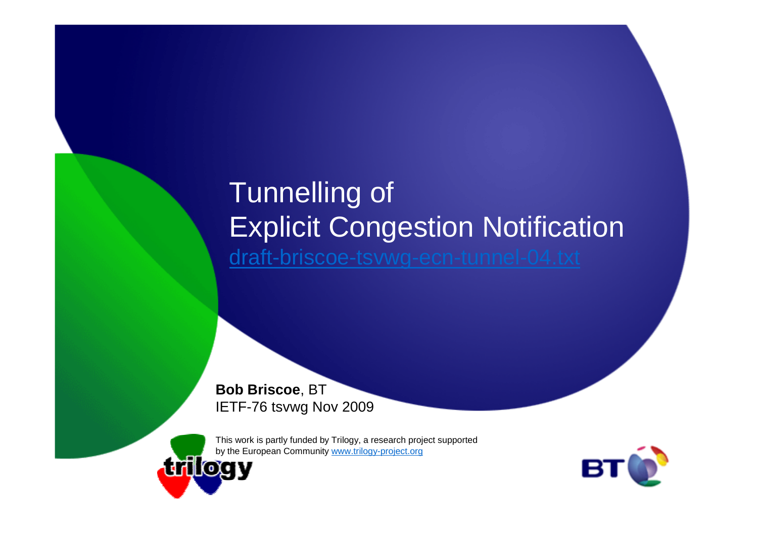# Tunnelling of Explicit Congestion Notification

[draft-briscoe-tsvwg-ecn-tunnel-04.txt](draft-briscoe-tsvwg-ecn-tunnel-04.txt)

**Bob Briscoe**, BT
IETF-76 tsvwg Nov 2009

This work is partly funded by Trilogy, a research project supported by the European Community [www.trilogy-project.org](www.trilogy-project.org)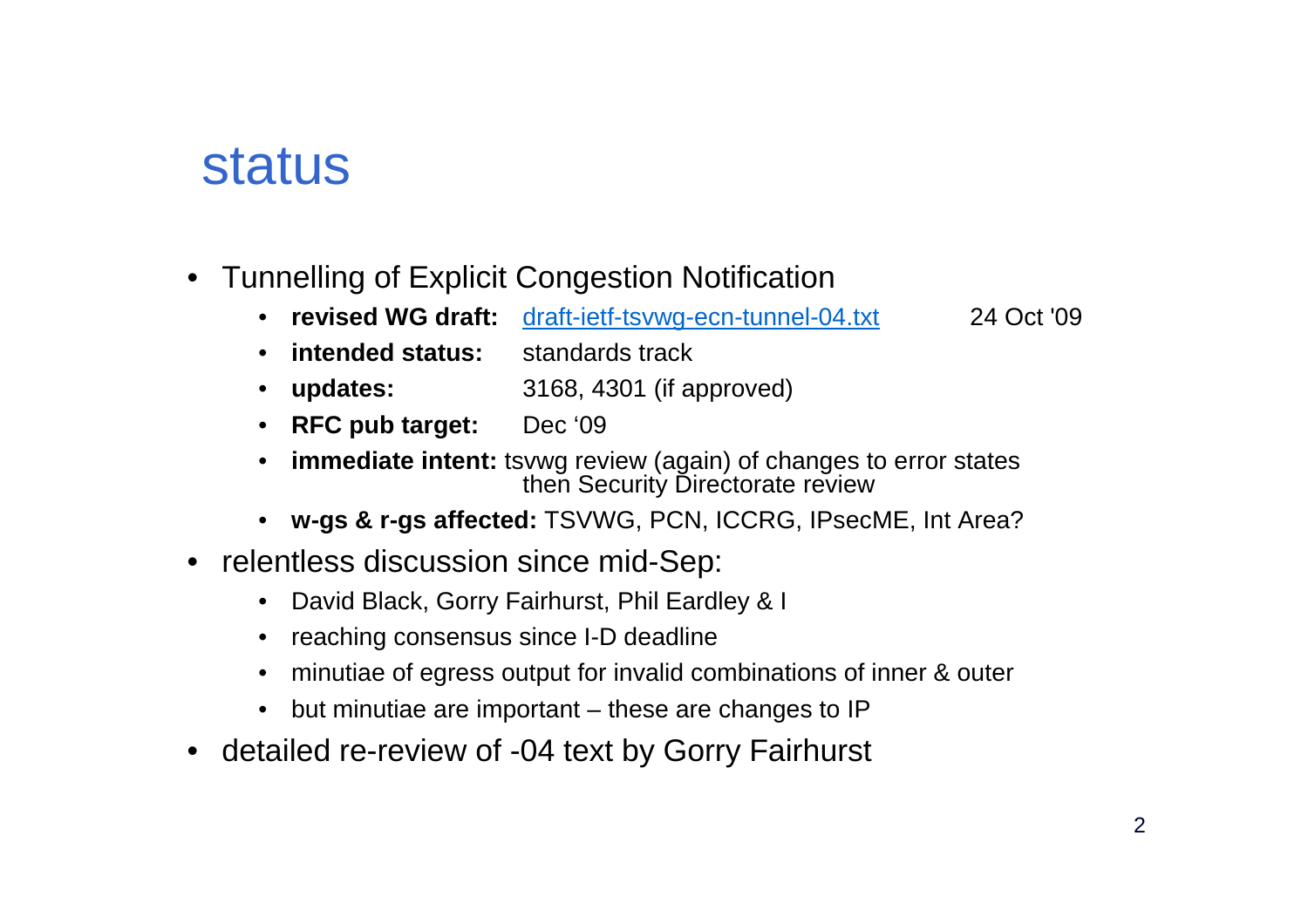# status

- Tunnelling of Explicit Congestion Notification
  - **revised WG draft:** [draft-ietf-tsvwg-ecn-tunnel-04.txt](draft-ietf-tsvwg-ecn-tunnel-04.txt) 24 Oct '09
  - **intended status:** standards track
  - **updates:** 3168, 4301 (if approved)
  - **RFC pub target:** Dec '09
  - **immediate intent:** tsvwg review (again) of changes to error states then Security Directorate review
  - **w-gs & r-gs affected:** TSVWG, PCN, ICCRG, IPsecME, Int Area?
- relentless discussion since mid-Sep:
  - David Black, Gorry Fairhurst, Phil Eardley & I
  - reaching consensus since I-D deadline
  - minutiae of egress output for invalid combinations of inner & outer
  - but minutiae are important – these are changes to IP
- detailed re-review of -04 text by Gorry Fairhurst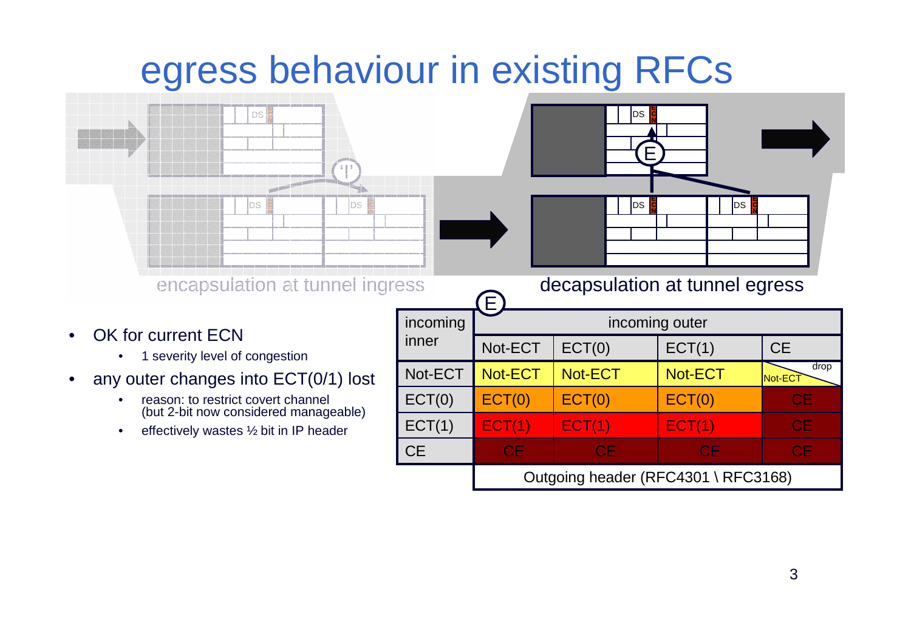# egress behaviour in existing RFCs

encapsulation at tunnel ingress

decapsulation at tunnel egress

- OK for current ECN
  - 1 severity level of congestion
- any outer changes into ECT(0/1) lost
  - reason: to restrict covert channel (but 2-bit now considered manageable)
  - effectively wastes ½ bit in IP header

| incoming inner | incoming outer | | | |
|---|---|---|---|---|
| | Not-ECT | ECT(0) | ECT(1) | CE |
| Not-ECT | Not-ECT | Not-ECT | Not-ECT | Not-ECT / drop |
| ECT(0) | ECT(0) | ECT(0) | ECT(0) | CE |
| ECT(1) | ECT(1) | ECT(1) | ECT(1) | CE |
| CE | CE | CE | CE | CE |
| | Outgoing header (RFC4301 \ RFC3168) | | | |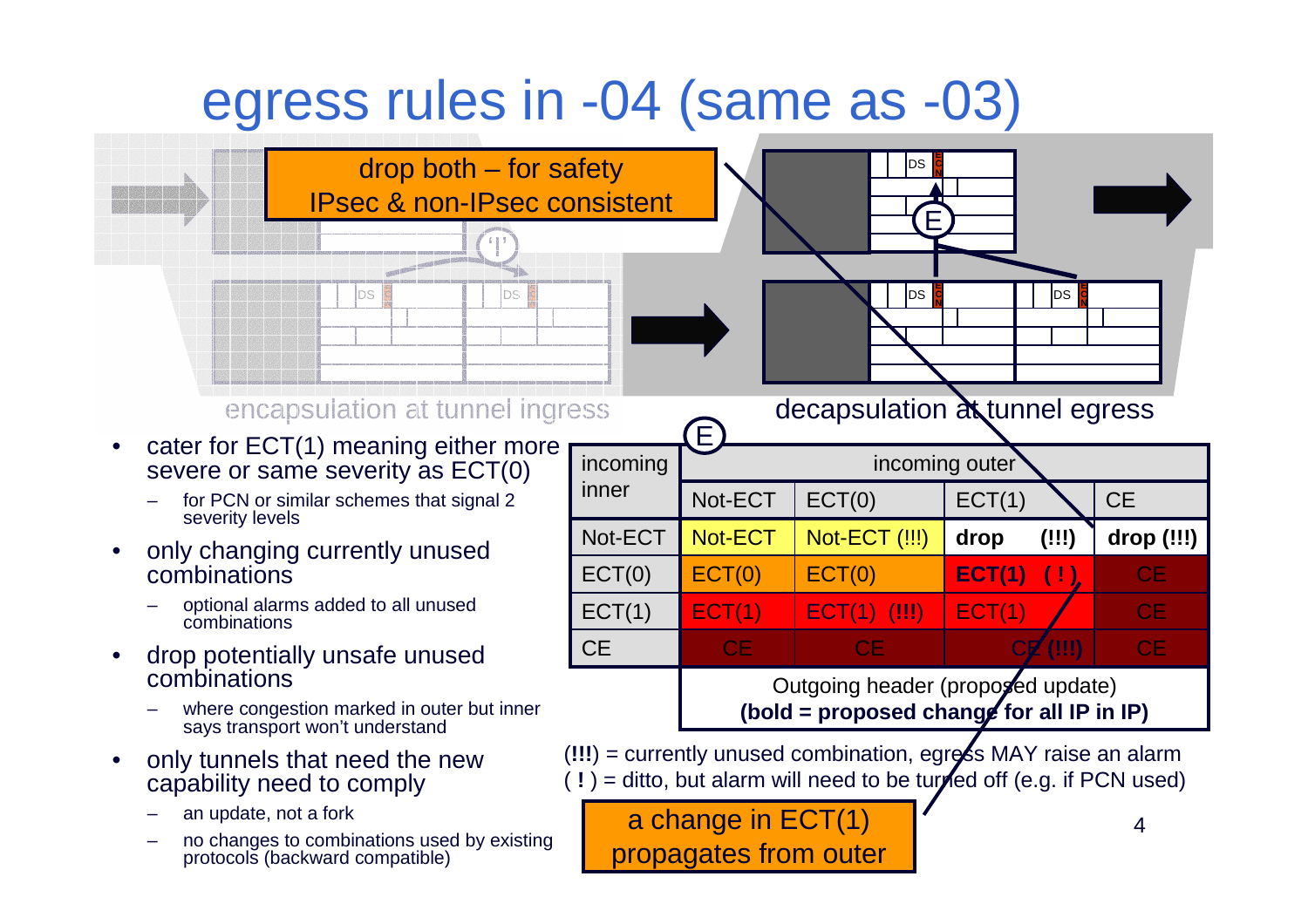# egress rules in -04 (same as -03)

drop both – for safety
IPsec & non-IPsec consistent

encapsulation at tunnel ingress

decapsulation at tunnel egress

- cater for ECT(1) meaning either more severe or same severity as ECT(0)
  - for PCN or similar schemes that signal 2 severity levels
- only changing currently unused combinations
  - optional alarms added to all unused combinations
- drop potentially unsafe unused combinations
  - where congestion marked in outer but inner says transport won't understand
- only tunnels that need the new capability need to comply
  - an update, not a fork
  - no changes to combinations used by existing protocols (backward compatible)

| incoming inner | incoming outer | | | |
|---|---|---|---|---|
| | Not-ECT | ECT(0) | ECT(1) | CE |
| Not-ECT | Not-ECT | Not-ECT (!!!) | **drop (!!!)** | **drop (!!!)** |
| ECT(0) | ECT(0) | ECT(0) | **ECT(1) ( ! )** | CE |
| ECT(1) | ECT(1) | ECT(1) **(!!!)** | ECT(1) | CE |
| CE | CE | CE | CE **(!!!)** | CE |

Outgoing header (proposed update)
**(bold = proposed change for all IP in IP)**

(**!!!**) = currently unused combination, egress MAY raise an alarm
( **!** ) = ditto, but alarm will need to be turned off (e.g. if PCN used)

a change in ECT(1) propagates from outer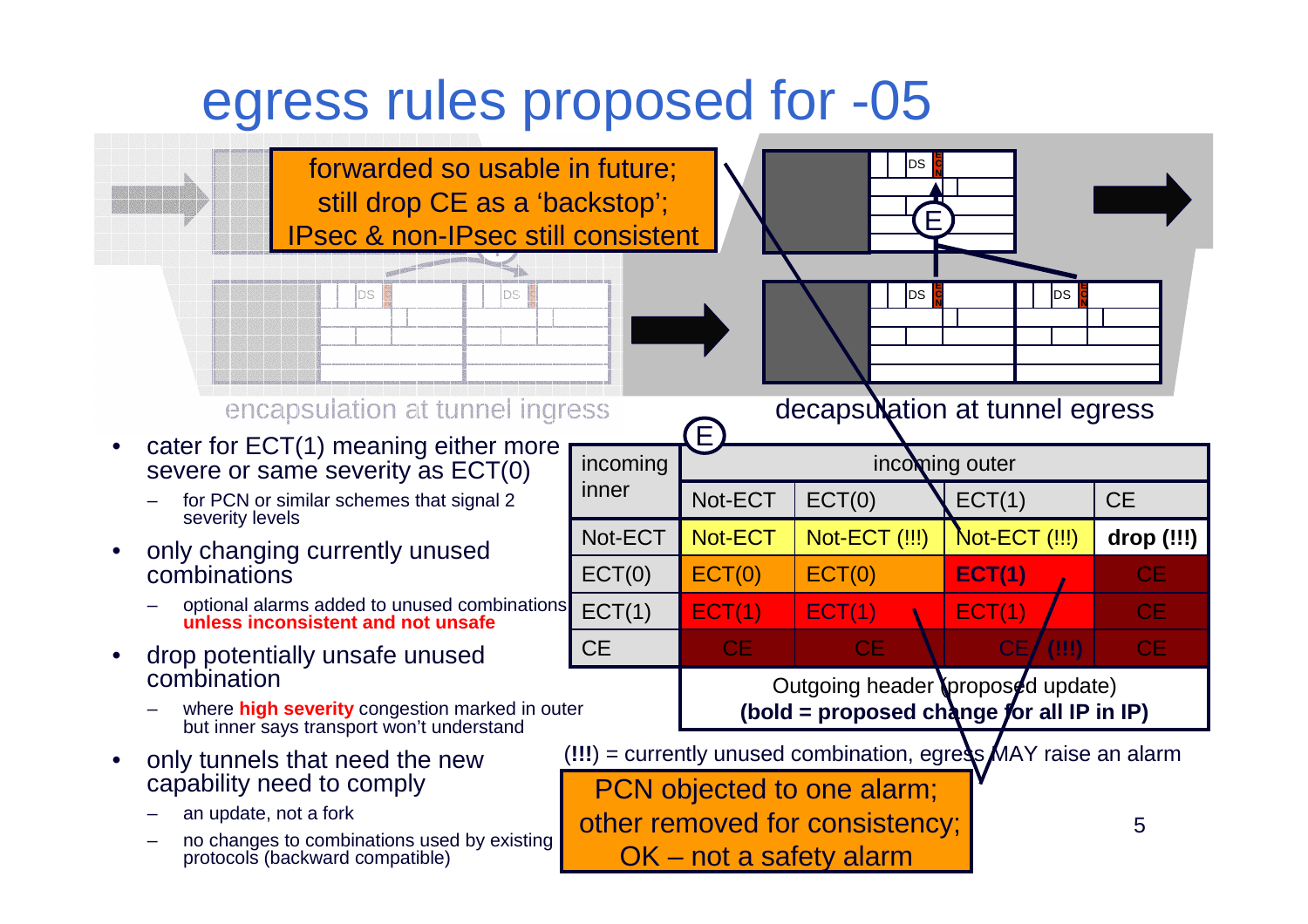# egress rules proposed for -05

forwarded so usable in future;
still drop CE as a 'backstop';
IPsec & non-IPsec still consistent

encapsulation at tunnel ingress

decapsulation at tunnel egress

- cater for ECT(1) meaning either more severe or same severity as ECT(0)
  - for PCN or similar schemes that signal 2 severity levels
- only changing currently unused combinations
  - optional alarms added to unused combinations **unless inconsistent and not unsafe**
- drop potentially unsafe unused combination
  - where **high severity** congestion marked in outer but inner says transport won't understand
- only tunnels that need the new capability need to comply
  - an update, not a fork
  - no changes to combinations used by existing protocols (backward compatible)

| incoming inner | incoming outer | | | |
|---|---|---|---|---|
| | Not-ECT | ECT(0) | ECT(1) | CE |
| Not-ECT | Not-ECT | Not-ECT (!!!) | Not-ECT (!!!) | **drop (!!!)** |
| ECT(0) | ECT(0) | ECT(0) | **ECT(1)** | CE |
| ECT(1) | ECT(1) | ECT(1) | ECT(1) | CE |
| CE | CE | CE | CE (**!!!**) | CE |

Outgoing header (proposed update)
**(bold = proposed change for all IP in IP)**

(**!!!**) = currently unused combination, egress MAY raise an alarm

PCN objected to one alarm;
other removed for consistency;
OK – not a safety alarm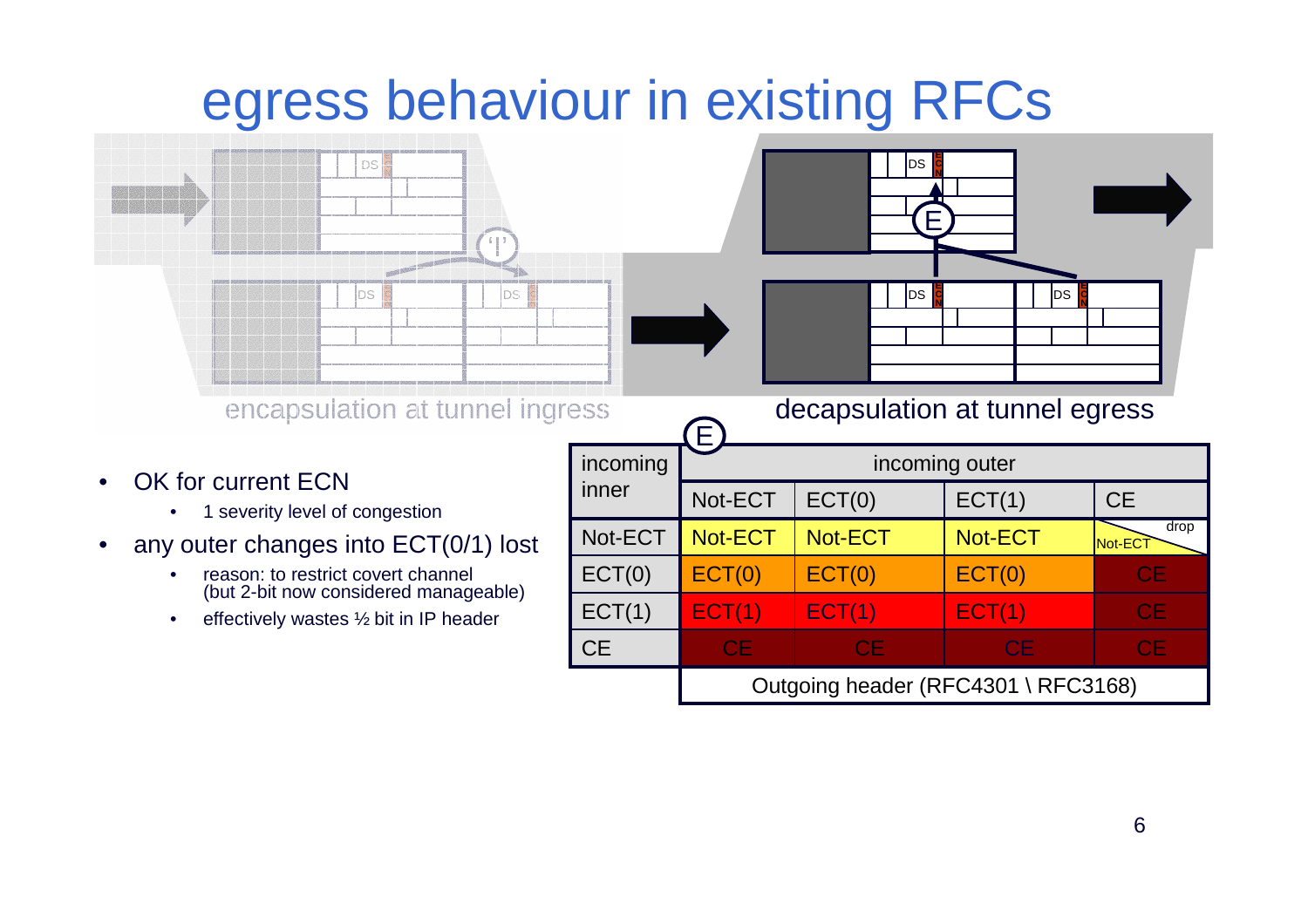# egress behaviour in existing RFCs

encapsulation at tunnel ingress

decapsulation at tunnel egress

- OK for current ECN
  - 1 severity level of congestion
- any outer changes into ECT(0/1) lost
  - reason: to restrict covert channel (but 2-bit now considered manageable)
  - effectively wastes ½ bit in IP header

| incoming inner | incoming outer | | | |
|---|---|---|---|---|
| | Not-ECT | ECT(0) | ECT(1) | CE |
| Not-ECT | Not-ECT | Not-ECT | Not-ECT | Not-ECT / drop |
| ECT(0) | ECT(0) | ECT(0) | ECT(0) | CE |
| ECT(1) | ECT(1) | ECT(1) | ECT(1) | CE |
| CE | CE | CE | CE | CE |
| | Outgoing header (RFC4301 \ RFC3168) | | | |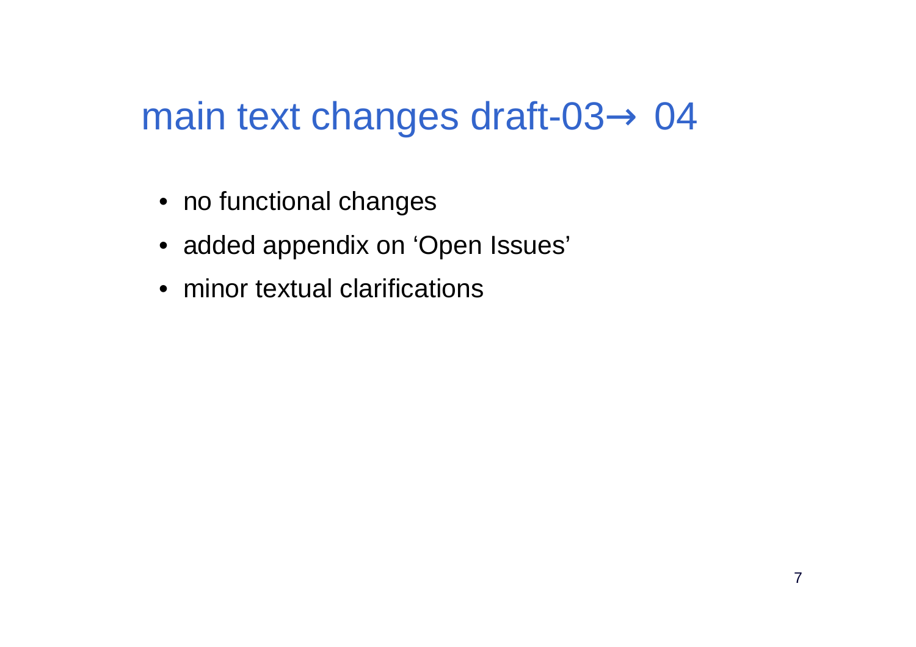# main text changes draft-03→ 04

- no functional changes
- added appendix on ‘Open Issues’
- minor textual clarifications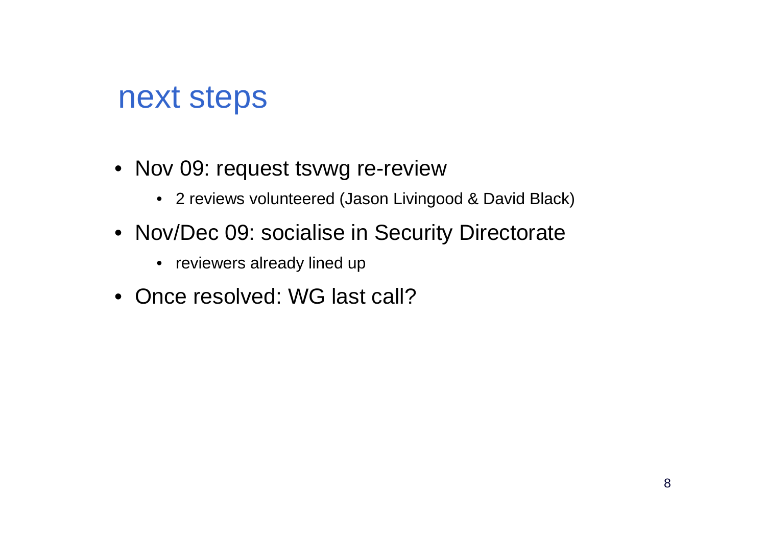# next steps

- Nov 09: request tsvwg re-review
  - 2 reviews volunteered (Jason Livingood & David Black)
- Nov/Dec 09: socialise in Security Directorate
  - reviewers already lined up
- Once resolved: WG last call?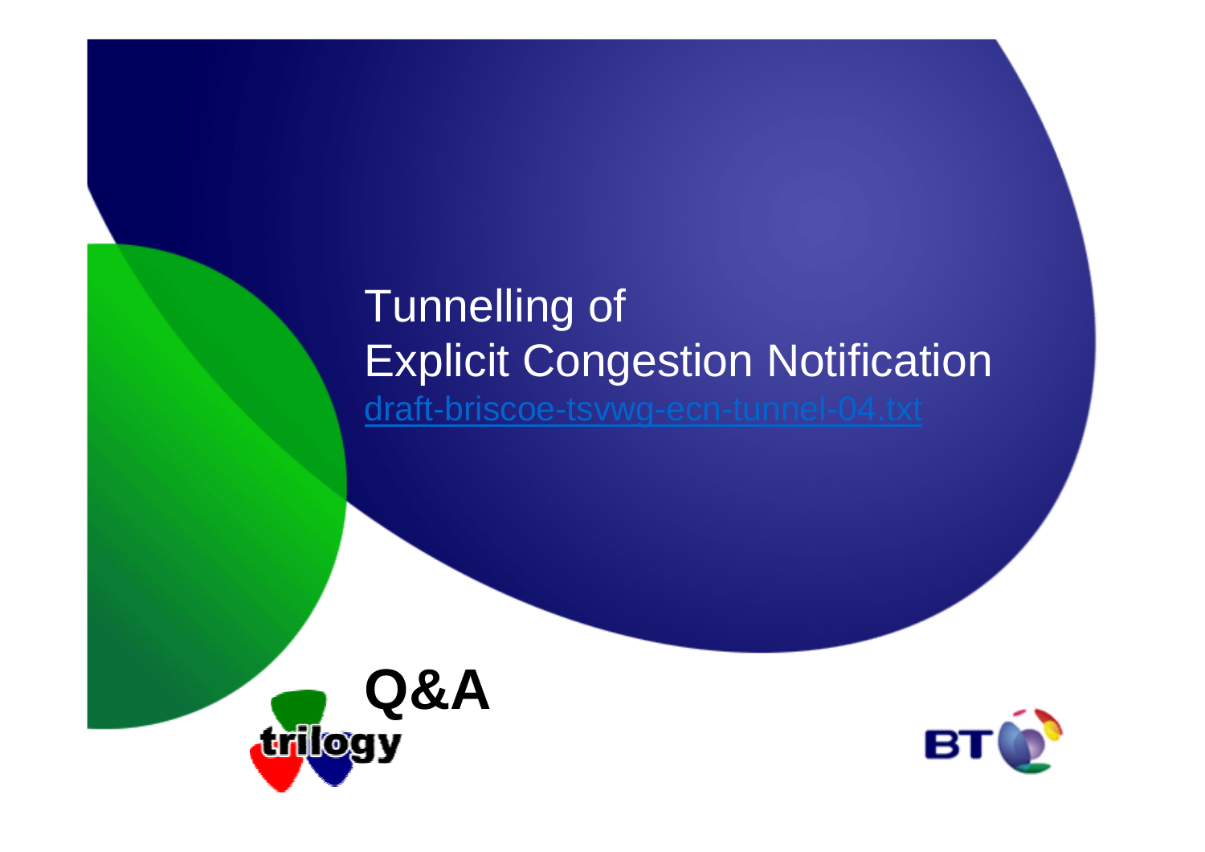# Tunnelling of Explicit Congestion Notification

draft-briscoe-tsvwg-ecn-tunnel-04.txt

## Q&A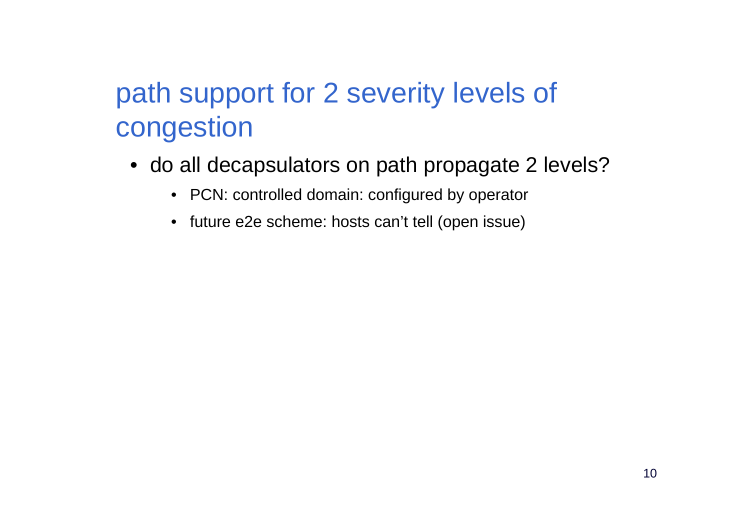# path support for 2 severity levels of congestion

- do all decapsulators on path propagate 2 levels?
  - PCN: controlled domain: configured by operator
  - future e2e scheme: hosts can’t tell (open issue)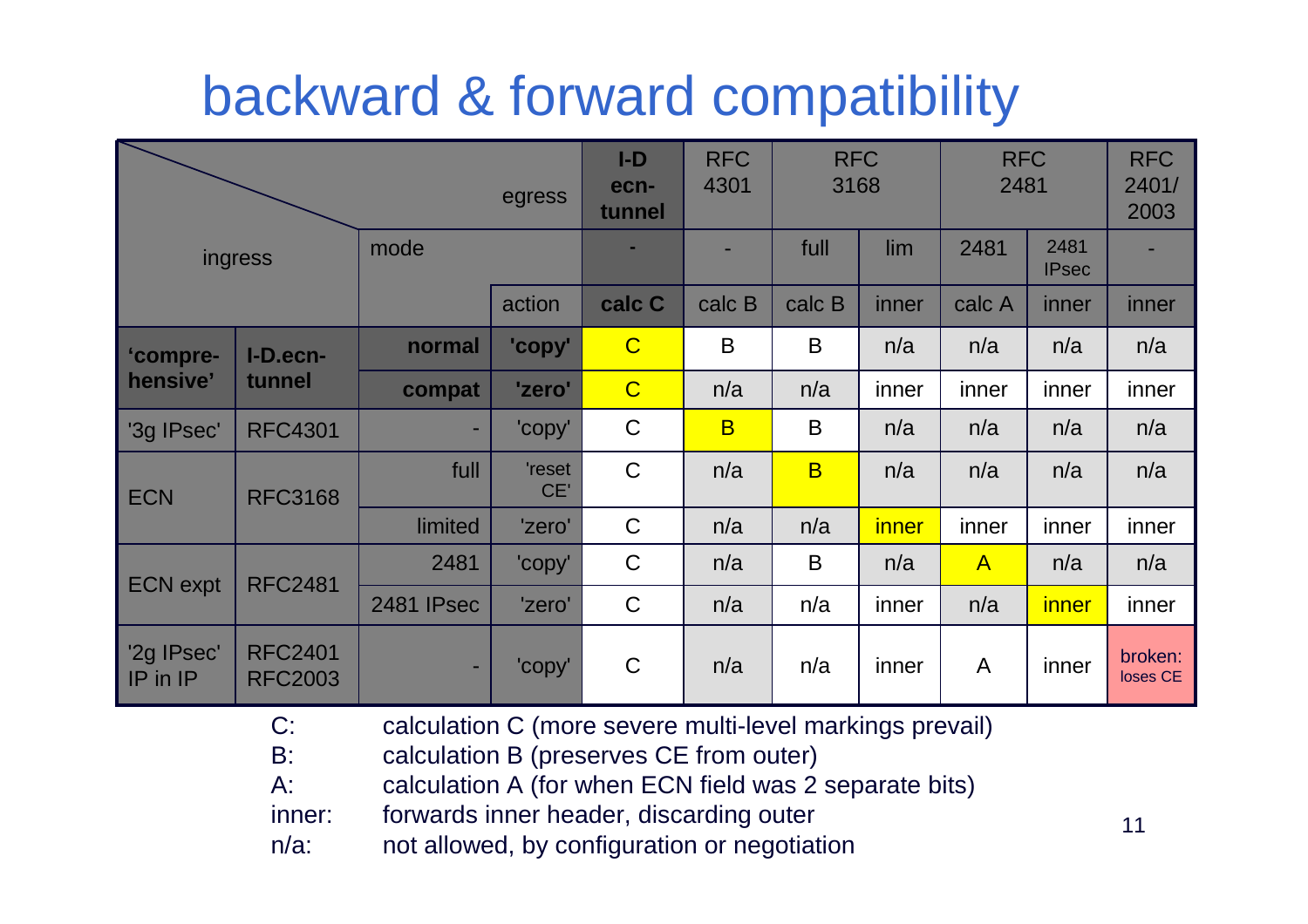# backward & forward compatibility

| ingress | | mode | action | I-D ecn-tunnel | RFC 4301 | RFC 3168 | | RFC 2481 | | RFC 2401/ 2003 |
|---|---|---|---|---|---|---|---|---|---|---|
| | | | **egress mode** | - | - | full | lim | 2481 | 2481 IPsec | - |
| | | | **egress action** | **calc C** | calc B | calc B | inner | calc A | inner | inner |
| **'compre-hensive'** | **I-D.ecn-tunnel** | **normal** | **'copy'** | C | B | B | n/a | n/a | n/a | n/a |
| | | **compat** | **'zero'** | C | n/a | n/a | inner | inner | inner | inner |
| '3g IPsec' | RFC4301 | - | 'copy' | C | B | B | n/a | n/a | n/a | n/a |
| ECN | RFC3168 | full | 'reset CE' | C | n/a | B | n/a | n/a | n/a | n/a |
| | | limited | 'zero' | C | n/a | n/a | inner | inner | inner | inner |
| ECN expt | RFC2481 | 2481 | 'copy' | C | n/a | B | n/a | A | n/a | n/a |
| | | 2481 IPsec | 'zero' | C | n/a | n/a | inner | n/a | inner | inner |
| '2g IPsec' IP in IP | RFC2401 RFC2003 | - | 'copy' | C | n/a | n/a | inner | A | inner | broken: loses CE |

- C: calculation C (more severe multi-level markings prevail)
- B: calculation B (preserves CE from outer)
- A: calculation A (for when ECN field was 2 separate bits)
- inner: forwards inner header, discarding outer
- n/a: not allowed, by configuration or negotiation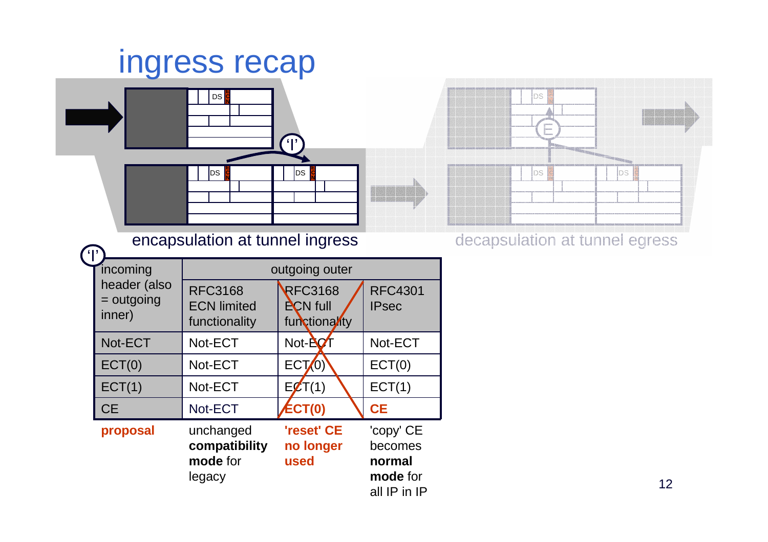# ingress recap

encapsulation at tunnel ingress

decapsulation at tunnel egress

| incoming header (also = outgoing inner) | outgoing outer | | |
|---|---|---|---|
| | RFC3168 ECN limited functionality | RFC3168 ECN full functionality | RFC4301 IPsec |
| Not-ECT | Not-ECT | Not-ECT | Not-ECT |
| ECT(0) | Not-ECT | ECT(0) | ECT(0) |
| ECT(1) | Not-ECT | ECT(1) | ECT(1) |
| CE | Not-ECT | **ECT(0)** | **CE** |
| **proposal** | unchanged **compatibility mode** for legacy | **'reset' CE no longer used** | 'copy' CE becomes **normal mode** for all IP in IP |